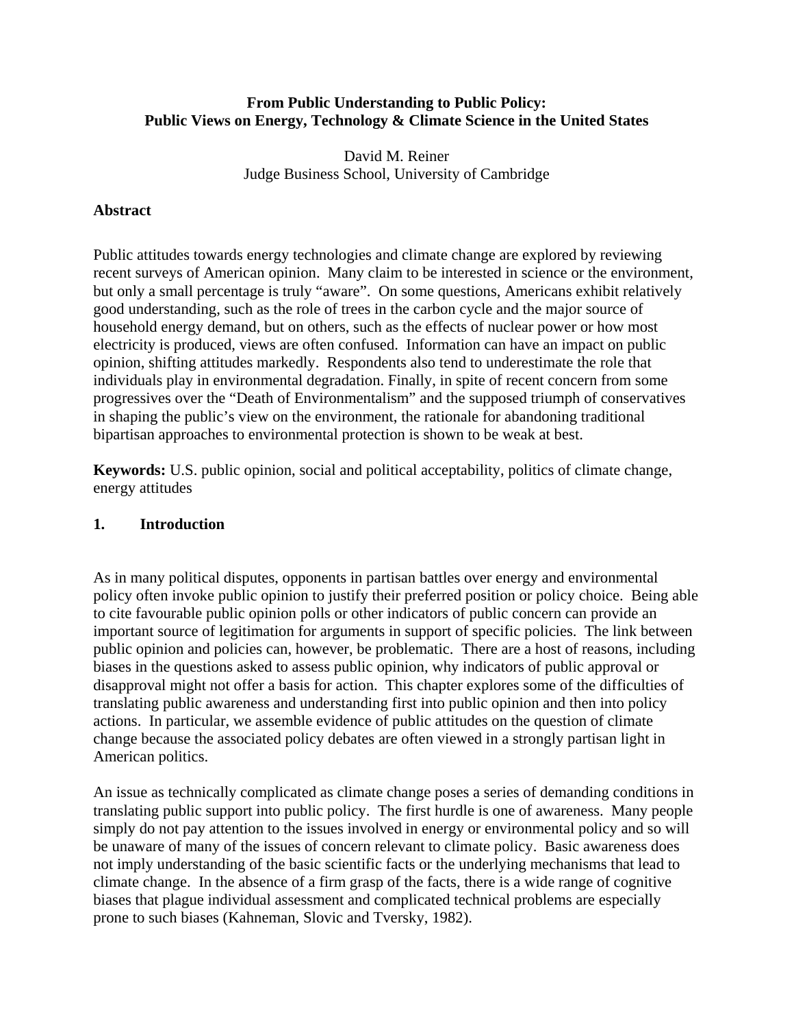# From Public Understanding to Public Policy:
# Public Views on Energy, Technology & Climate Science in the United States

David M. Reiner
Judge Business School, University of Cambridge

## Abstract

Public attitudes towards energy technologies and climate change are explored by reviewing recent surveys of American opinion. Many claim to be interested in science or the environment, but only a small percentage is truly "aware". On some questions, Americans exhibit relatively good understanding, such as the role of trees in the carbon cycle and the major source of household energy demand, but on others, such as the effects of nuclear power or how most electricity is produced, views are often confused. Information can have an impact on public opinion, shifting attitudes markedly. Respondents also tend to underestimate the role that individuals play in environmental degradation. Finally, in spite of recent concern from some progressives over the "Death of Environmentalism" and the supposed triumph of conservatives in shaping the public's view on the environment, the rationale for abandoning traditional bipartisan approaches to environmental protection is shown to be weak at best.

**Keywords:** U.S. public opinion, social and political acceptability, politics of climate change, energy attitudes

## 1. Introduction

As in many political disputes, opponents in partisan battles over energy and environmental policy often invoke public opinion to justify their preferred position or policy choice. Being able to cite favourable public opinion polls or other indicators of public concern can provide an important source of legitimation for arguments in support of specific policies. The link between public opinion and policies can, however, be problematic. There are a host of reasons, including biases in the questions asked to assess public opinion, why indicators of public approval or disapproval might not offer a basis for action. This chapter explores some of the difficulties of translating public awareness and understanding first into public opinion and then into policy actions. In particular, we assemble evidence of public attitudes on the question of climate change because the associated policy debates are often viewed in a strongly partisan light in American politics.

An issue as technically complicated as climate change poses a series of demanding conditions in translating public support into public policy. The first hurdle is one of awareness. Many people simply do not pay attention to the issues involved in energy or environmental policy and so will be unaware of many of the issues of concern relevant to climate policy. Basic awareness does not imply understanding of the basic scientific facts or the underlying mechanisms that lead to climate change. In the absence of a firm grasp of the facts, there is a wide range of cognitive biases that plague individual assessment and complicated technical problems are especially prone to such biases (Kahneman, Slovic and Tversky, 1982).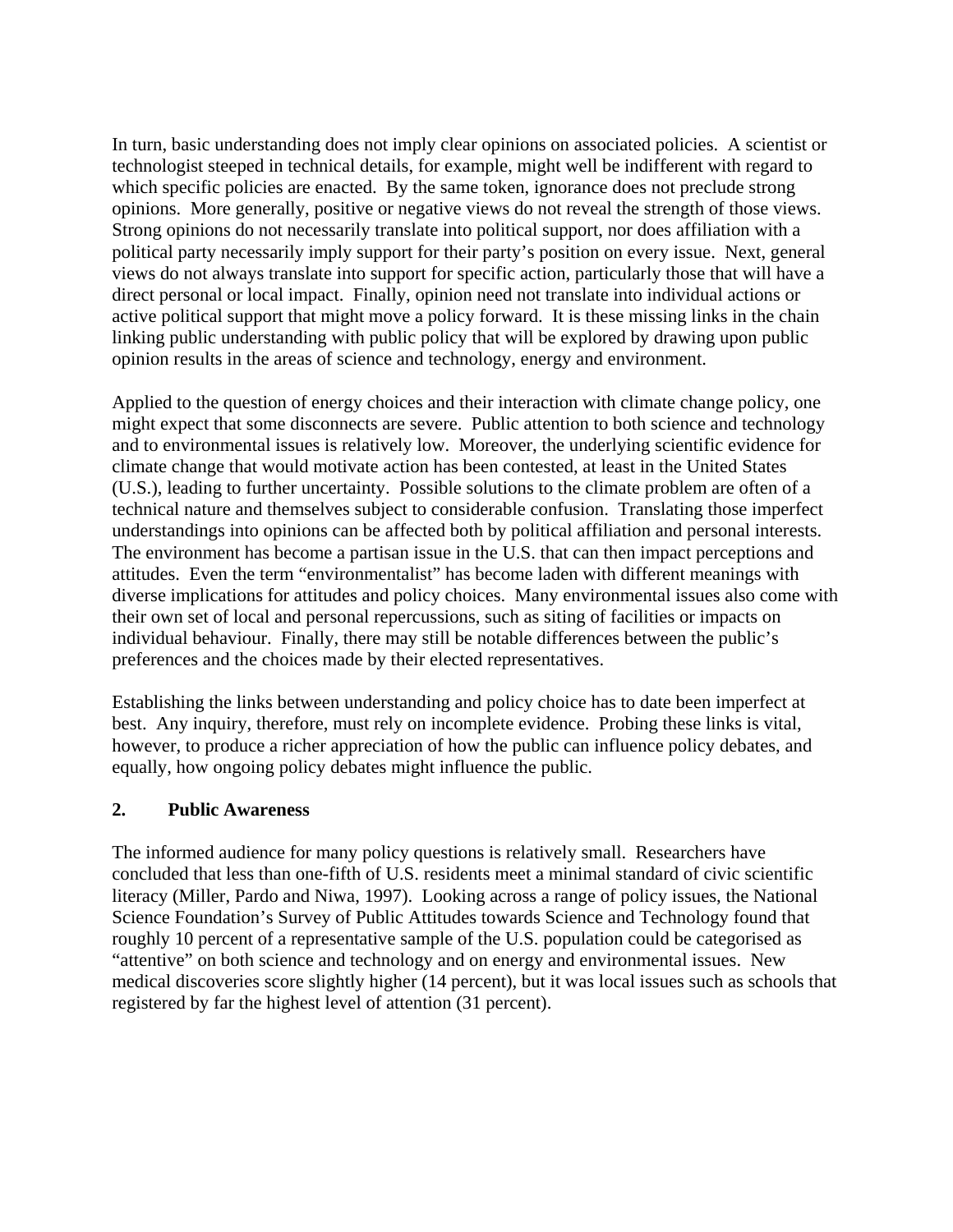In turn, basic understanding does not imply clear opinions on associated policies. A scientist or technologist steeped in technical details, for example, might well be indifferent with regard to which specific policies are enacted. By the same token, ignorance does not preclude strong opinions. More generally, positive or negative views do not reveal the strength of those views. Strong opinions do not necessarily translate into political support, nor does affiliation with a political party necessarily imply support for their party's position on every issue. Next, general views do not always translate into support for specific action, particularly those that will have a direct personal or local impact. Finally, opinion need not translate into individual actions or active political support that might move a policy forward. It is these missing links in the chain linking public understanding with public policy that will be explored by drawing upon public opinion results in the areas of science and technology, energy and environment.

Applied to the question of energy choices and their interaction with climate change policy, one might expect that some disconnects are severe. Public attention to both science and technology and to environmental issues is relatively low. Moreover, the underlying scientific evidence for climate change that would motivate action has been contested, at least in the United States (U.S.), leading to further uncertainty. Possible solutions to the climate problem are often of a technical nature and themselves subject to considerable confusion. Translating those imperfect understandings into opinions can be affected both by political affiliation and personal interests. The environment has become a partisan issue in the U.S. that can then impact perceptions and attitudes. Even the term "environmentalist" has become laden with different meanings with diverse implications for attitudes and policy choices. Many environmental issues also come with their own set of local and personal repercussions, such as siting of facilities or impacts on individual behaviour. Finally, there may still be notable differences between the public's preferences and the choices made by their elected representatives.

Establishing the links between understanding and policy choice has to date been imperfect at best. Any inquiry, therefore, must rely on incomplete evidence. Probing these links is vital, however, to produce a richer appreciation of how the public can influence policy debates, and equally, how ongoing policy debates might influence the public.

## 2. Public Awareness

The informed audience for many policy questions is relatively small. Researchers have concluded that less than one-fifth of U.S. residents meet a minimal standard of civic scientific literacy (Miller, Pardo and Niwa, 1997). Looking across a range of policy issues, the National Science Foundation's Survey of Public Attitudes towards Science and Technology found that roughly 10 percent of a representative sample of the U.S. population could be categorised as "attentive" on both science and technology and on energy and environmental issues. New medical discoveries score slightly higher (14 percent), but it was local issues such as schools that registered by far the highest level of attention (31 percent).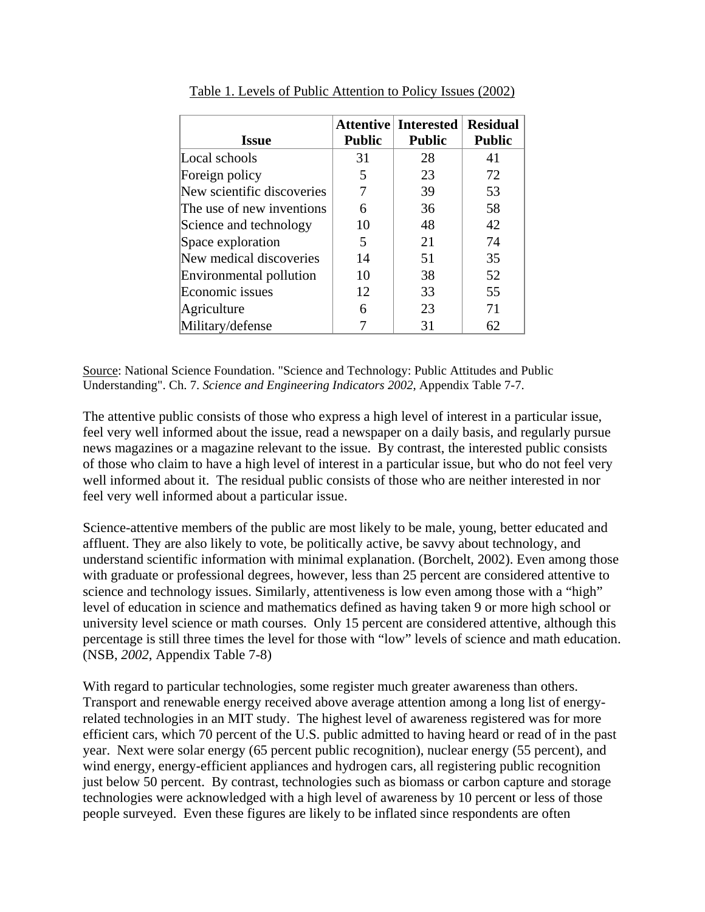Table 1. Levels of Public Attention to Policy Issues (2002)

| Issue | Attentive Public | Interested Public | Residual Public |
|---|---|---|---|
| Local schools | 31 | 28 | 41 |
| Foreign policy | 5 | 23 | 72 |
| New scientific discoveries | 7 | 39 | 53 |
| The use of new inventions | 6 | 36 | 58 |
| Science and technology | 10 | 48 | 42 |
| Space exploration | 5 | 21 | 74 |
| New medical discoveries | 14 | 51 | 35 |
| Environmental pollution | 10 | 38 | 52 |
| Economic issues | 12 | 33 | 55 |
| Agriculture | 6 | 23 | 71 |
| Military/defense | 7 | 31 | 62 |

Source: National Science Foundation. "Science and Technology: Public Attitudes and Public Understanding". Ch. 7. *Science and Engineering Indicators 2002*, Appendix Table 7-7.

The attentive public consists of those who express a high level of interest in a particular issue, feel very well informed about the issue, read a newspaper on a daily basis, and regularly pursue news magazines or a magazine relevant to the issue. By contrast, the interested public consists of those who claim to have a high level of interest in a particular issue, but who do not feel very well informed about it. The residual public consists of those who are neither interested in nor feel very well informed about a particular issue.

Science-attentive members of the public are most likely to be male, young, better educated and affluent. They are also likely to vote, be politically active, be savvy about technology, and understand scientific information with minimal explanation. (Borchelt, 2002). Even among those with graduate or professional degrees, however, less than 25 percent are considered attentive to science and technology issues. Similarly, attentiveness is low even among those with a "high" level of education in science and mathematics defined as having taken 9 or more high school or university level science or math courses. Only 15 percent are considered attentive, although this percentage is still three times the level for those with "low" levels of science and math education. (NSB, *2002*, Appendix Table 7-8)

With regard to particular technologies, some register much greater awareness than others. Transport and renewable energy received above average attention among a long list of energy-related technologies in an MIT study. The highest level of awareness registered was for more efficient cars, which 70 percent of the U.S. public admitted to having heard or read of in the past year. Next were solar energy (65 percent public recognition), nuclear energy (55 percent), and wind energy, energy-efficient appliances and hydrogen cars, all registering public recognition just below 50 percent. By contrast, technologies such as biomass or carbon capture and storage technologies were acknowledged with a high level of awareness by 10 percent or less of those people surveyed. Even these figures are likely to be inflated since respondents are often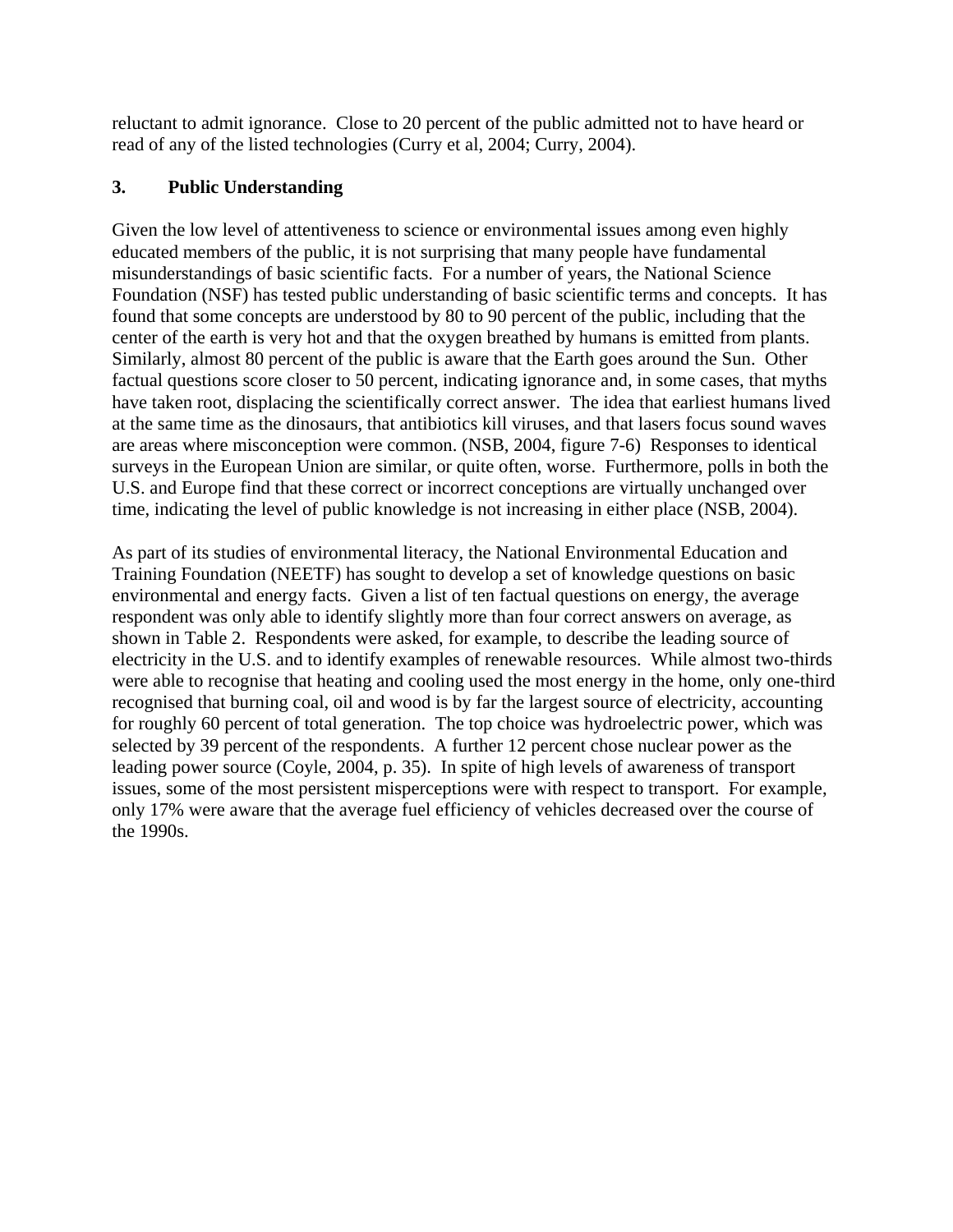reluctant to admit ignorance. Close to 20 percent of the public admitted not to have heard or read of any of the listed technologies (Curry et al, 2004; Curry, 2004).

## 3. Public Understanding

Given the low level of attentiveness to science or environmental issues among even highly educated members of the public, it is not surprising that many people have fundamental misunderstandings of basic scientific facts. For a number of years, the National Science Foundation (NSF) has tested public understanding of basic scientific terms and concepts. It has found that some concepts are understood by 80 to 90 percent of the public, including that the center of the earth is very hot and that the oxygen breathed by humans is emitted from plants. Similarly, almost 80 percent of the public is aware that the Earth goes around the Sun. Other factual questions score closer to 50 percent, indicating ignorance and, in some cases, that myths have taken root, displacing the scientifically correct answer. The idea that earliest humans lived at the same time as the dinosaurs, that antibiotics kill viruses, and that lasers focus sound waves are areas where misconception were common. (NSB, 2004, figure 7-6) Responses to identical surveys in the European Union are similar, or quite often, worse. Furthermore, polls in both the U.S. and Europe find that these correct or incorrect conceptions are virtually unchanged over time, indicating the level of public knowledge is not increasing in either place (NSB, 2004).

As part of its studies of environmental literacy, the National Environmental Education and Training Foundation (NEETF) has sought to develop a set of knowledge questions on basic environmental and energy facts. Given a list of ten factual questions on energy, the average respondent was only able to identify slightly more than four correct answers on average, as shown in Table 2. Respondents were asked, for example, to describe the leading source of electricity in the U.S. and to identify examples of renewable resources. While almost two-thirds were able to recognise that heating and cooling used the most energy in the home, only one-third recognised that burning coal, oil and wood is by far the largest source of electricity, accounting for roughly 60 percent of total generation. The top choice was hydroelectric power, which was selected by 39 percent of the respondents. A further 12 percent chose nuclear power as the leading power source (Coyle, 2004, p. 35). In spite of high levels of awareness of transport issues, some of the most persistent misperceptions were with respect to transport. For example, only 17% were aware that the average fuel efficiency of vehicles decreased over the course of the 1990s.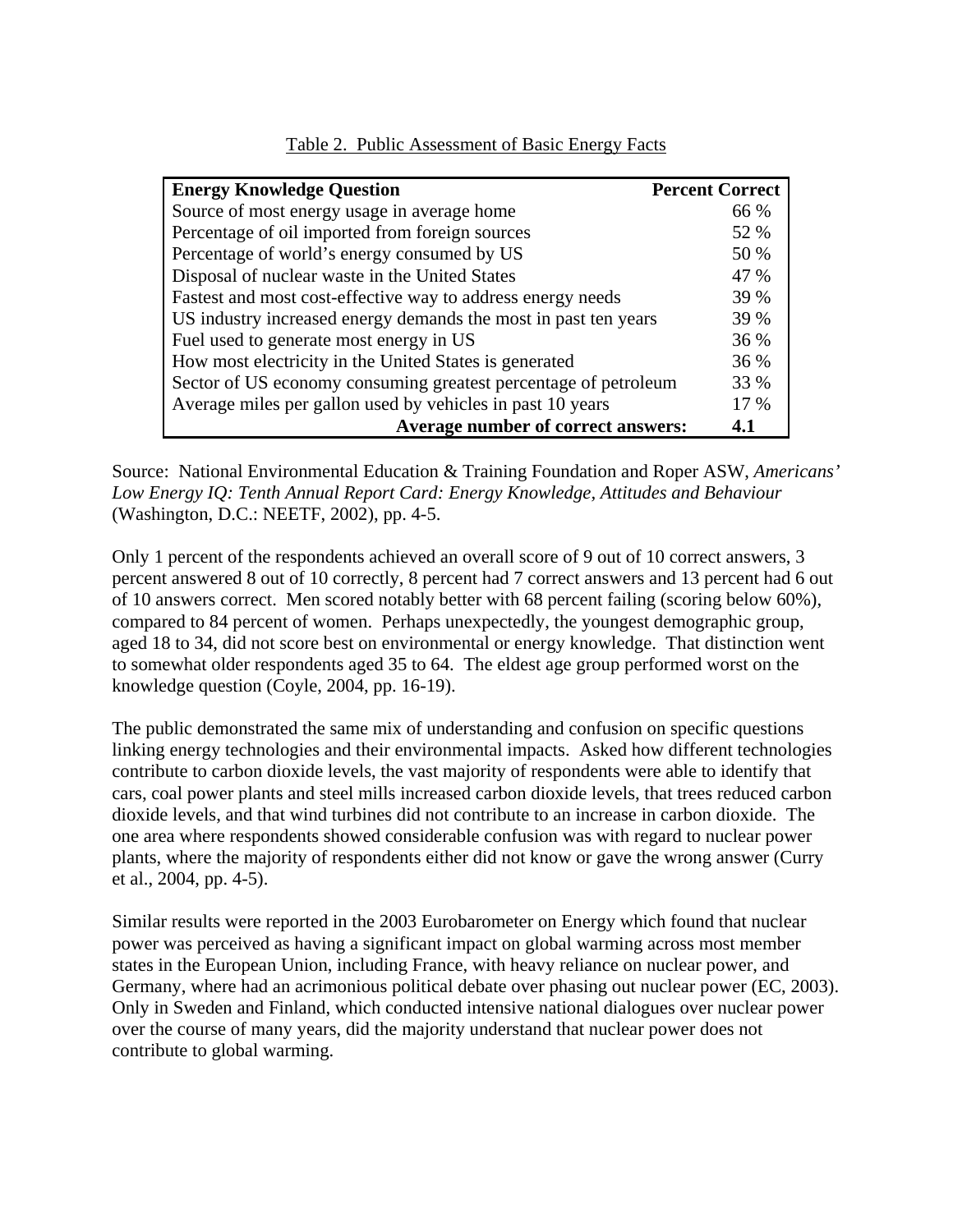Table 2. Public Assessment of Basic Energy Facts

| Energy Knowledge Question | Percent Correct |
|---|---|
| Source of most energy usage in average home | 66 % |
| Percentage of oil imported from foreign sources | 52 % |
| Percentage of world's energy consumed by US | 50 % |
| Disposal of nuclear waste in the United States | 47 % |
| Fastest and most cost-effective way to address energy needs | 39 % |
| US industry increased energy demands the most in past ten years | 39 % |
| Fuel used to generate most energy in US | 36 % |
| How most electricity in the United States is generated | 36 % |
| Sector of US economy consuming greatest percentage of petroleum | 33 % |
| Average miles per gallon used by vehicles in past 10 years | 17 % |
| **Average number of correct answers:** | **4.1** |

Source: National Environmental Education & Training Foundation and Roper ASW, *Americans' Low Energy IQ: Tenth Annual Report Card: Energy Knowledge, Attitudes and Behaviour* (Washington, D.C.: NEETF, 2002), pp. 4-5.

Only 1 percent of the respondents achieved an overall score of 9 out of 10 correct answers, 3 percent answered 8 out of 10 correctly, 8 percent had 7 correct answers and 13 percent had 6 out of 10 answers correct. Men scored notably better with 68 percent failing (scoring below 60%), compared to 84 percent of women. Perhaps unexpectedly, the youngest demographic group, aged 18 to 34, did not score best on environmental or energy knowledge. That distinction went to somewhat older respondents aged 35 to 64. The eldest age group performed worst on the knowledge question (Coyle, 2004, pp. 16-19).

The public demonstrated the same mix of understanding and confusion on specific questions linking energy technologies and their environmental impacts. Asked how different technologies contribute to carbon dioxide levels, the vast majority of respondents were able to identify that cars, coal power plants and steel mills increased carbon dioxide levels, that trees reduced carbon dioxide levels, and that wind turbines did not contribute to an increase in carbon dioxide. The one area where respondents showed considerable confusion was with regard to nuclear power plants, where the majority of respondents either did not know or gave the wrong answer (Curry et al., 2004, pp. 4-5).

Similar results were reported in the 2003 Eurobarometer on Energy which found that nuclear power was perceived as having a significant impact on global warming across most member states in the European Union, including France, with heavy reliance on nuclear power, and Germany, where had an acrimonious political debate over phasing out nuclear power (EC, 2003). Only in Sweden and Finland, which conducted intensive national dialogues over nuclear power over the course of many years, did the majority understand that nuclear power does not contribute to global warming.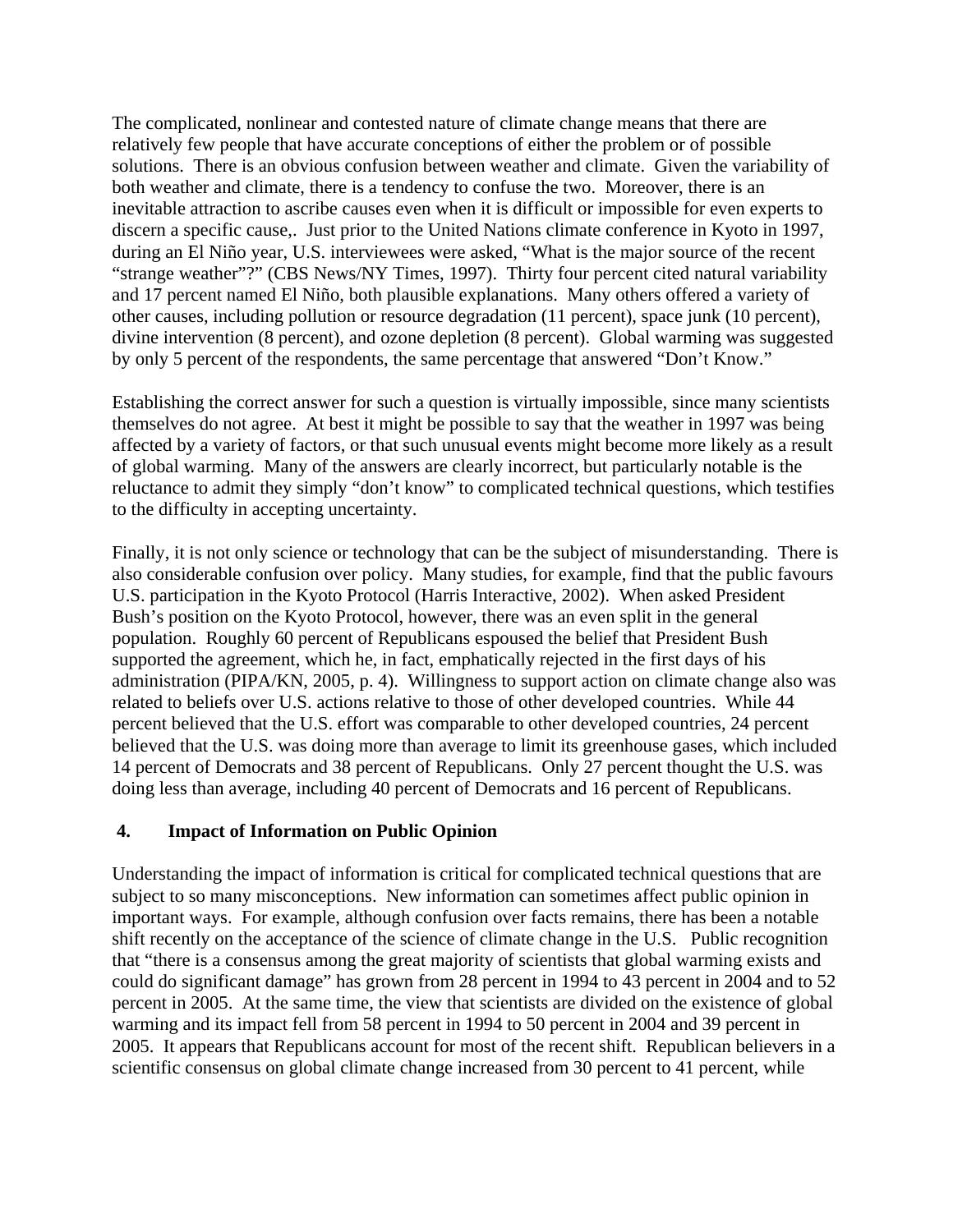The complicated, nonlinear and contested nature of climate change means that there are relatively few people that have accurate conceptions of either the problem or of possible solutions. There is an obvious confusion between weather and climate. Given the variability of both weather and climate, there is a tendency to confuse the two. Moreover, there is an inevitable attraction to ascribe causes even when it is difficult or impossible for even experts to discern a specific cause,. Just prior to the United Nations climate conference in Kyoto in 1997, during an El Niño year, U.S. interviewees were asked, "What is the major source of the recent "strange weather"?" (CBS News/NY Times, 1997). Thirty four percent cited natural variability and 17 percent named El Niño, both plausible explanations. Many others offered a variety of other causes, including pollution or resource degradation (11 percent), space junk (10 percent), divine intervention (8 percent), and ozone depletion (8 percent). Global warming was suggested by only 5 percent of the respondents, the same percentage that answered "Don't Know."

Establishing the correct answer for such a question is virtually impossible, since many scientists themselves do not agree. At best it might be possible to say that the weather in 1997 was being affected by a variety of factors, or that such unusual events might become more likely as a result of global warming. Many of the answers are clearly incorrect, but particularly notable is the reluctance to admit they simply "don't know" to complicated technical questions, which testifies to the difficulty in accepting uncertainty.

Finally, it is not only science or technology that can be the subject of misunderstanding. There is also considerable confusion over policy. Many studies, for example, find that the public favours U.S. participation in the Kyoto Protocol (Harris Interactive, 2002). When asked President Bush's position on the Kyoto Protocol, however, there was an even split in the general population. Roughly 60 percent of Republicans espoused the belief that President Bush supported the agreement, which he, in fact, emphatically rejected in the first days of his administration (PIPA/KN, 2005, p. 4). Willingness to support action on climate change also was related to beliefs over U.S. actions relative to those of other developed countries. While 44 percent believed that the U.S. effort was comparable to other developed countries, 24 percent believed that the U.S. was doing more than average to limit its greenhouse gases, which included 14 percent of Democrats and 38 percent of Republicans. Only 27 percent thought the U.S. was doing less than average, including 40 percent of Democrats and 16 percent of Republicans.

## 4. Impact of Information on Public Opinion

Understanding the impact of information is critical for complicated technical questions that are subject to so many misconceptions. New information can sometimes affect public opinion in important ways. For example, although confusion over facts remains, there has been a notable shift recently on the acceptance of the science of climate change in the U.S. Public recognition that "there is a consensus among the great majority of scientists that global warming exists and could do significant damage" has grown from 28 percent in 1994 to 43 percent in 2004 and to 52 percent in 2005. At the same time, the view that scientists are divided on the existence of global warming and its impact fell from 58 percent in 1994 to 50 percent in 2004 and 39 percent in 2005. It appears that Republicans account for most of the recent shift. Republican believers in a scientific consensus on global climate change increased from 30 percent to 41 percent, while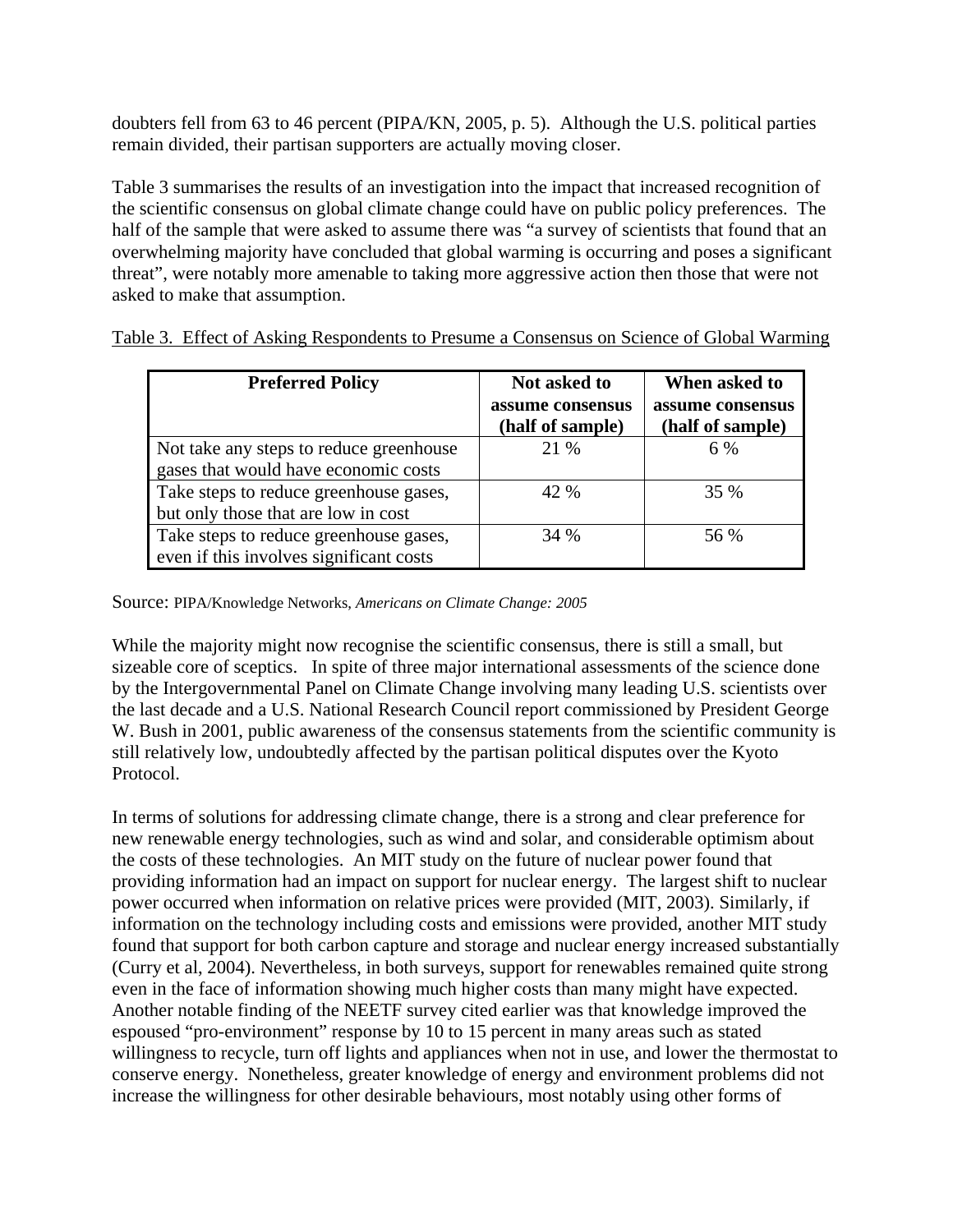doubters fell from 63 to 46 percent (PIPA/KN, 2005, p. 5). Although the U.S. political parties remain divided, their partisan supporters are actually moving closer.

Table 3 summarises the results of an investigation into the impact that increased recognition of the scientific consensus on global climate change could have on public policy preferences. The half of the sample that were asked to assume there was "a survey of scientists that found that an overwhelming majority have concluded that global warming is occurring and poses a significant threat", were notably more amenable to taking more aggressive action then those that were not asked to make that assumption.

Table 3. Effect of Asking Respondents to Presume a Consensus on Science of Global Warming

| Preferred Policy | Not asked to assume consensus (half of sample) | When asked to assume consensus (half of sample) |
| --- | --- | --- |
| Not take any steps to reduce greenhouse gases that would have economic costs | 21 % | 6 % |
| Take steps to reduce greenhouse gases, but only those that are low in cost | 42 % | 35 % |
| Take steps to reduce greenhouse gases, even if this involves significant costs | 34 % | 56 % |

Source: PIPA/Knowledge Networks, *Americans on Climate Change: 2005*

While the majority might now recognise the scientific consensus, there is still a small, but sizeable core of sceptics. In spite of three major international assessments of the science done by the Intergovernmental Panel on Climate Change involving many leading U.S. scientists over the last decade and a U.S. National Research Council report commissioned by President George W. Bush in 2001, public awareness of the consensus statements from the scientific community is still relatively low, undoubtedly affected by the partisan political disputes over the Kyoto Protocol.

In terms of solutions for addressing climate change, there is a strong and clear preference for new renewable energy technologies, such as wind and solar, and considerable optimism about the costs of these technologies. An MIT study on the future of nuclear power found that providing information had an impact on support for nuclear energy. The largest shift to nuclear power occurred when information on relative prices were provided (MIT, 2003). Similarly, if information on the technology including costs and emissions were provided, another MIT study found that support for both carbon capture and storage and nuclear energy increased substantially (Curry et al, 2004). Nevertheless, in both surveys, support for renewables remained quite strong even in the face of information showing much higher costs than many might have expected. Another notable finding of the NEETF survey cited earlier was that knowledge improved the espoused "pro-environment" response by 10 to 15 percent in many areas such as stated willingness to recycle, turn off lights and appliances when not in use, and lower the thermostat to conserve energy. Nonetheless, greater knowledge of energy and environment problems did not increase the willingness for other desirable behaviours, most notably using other forms of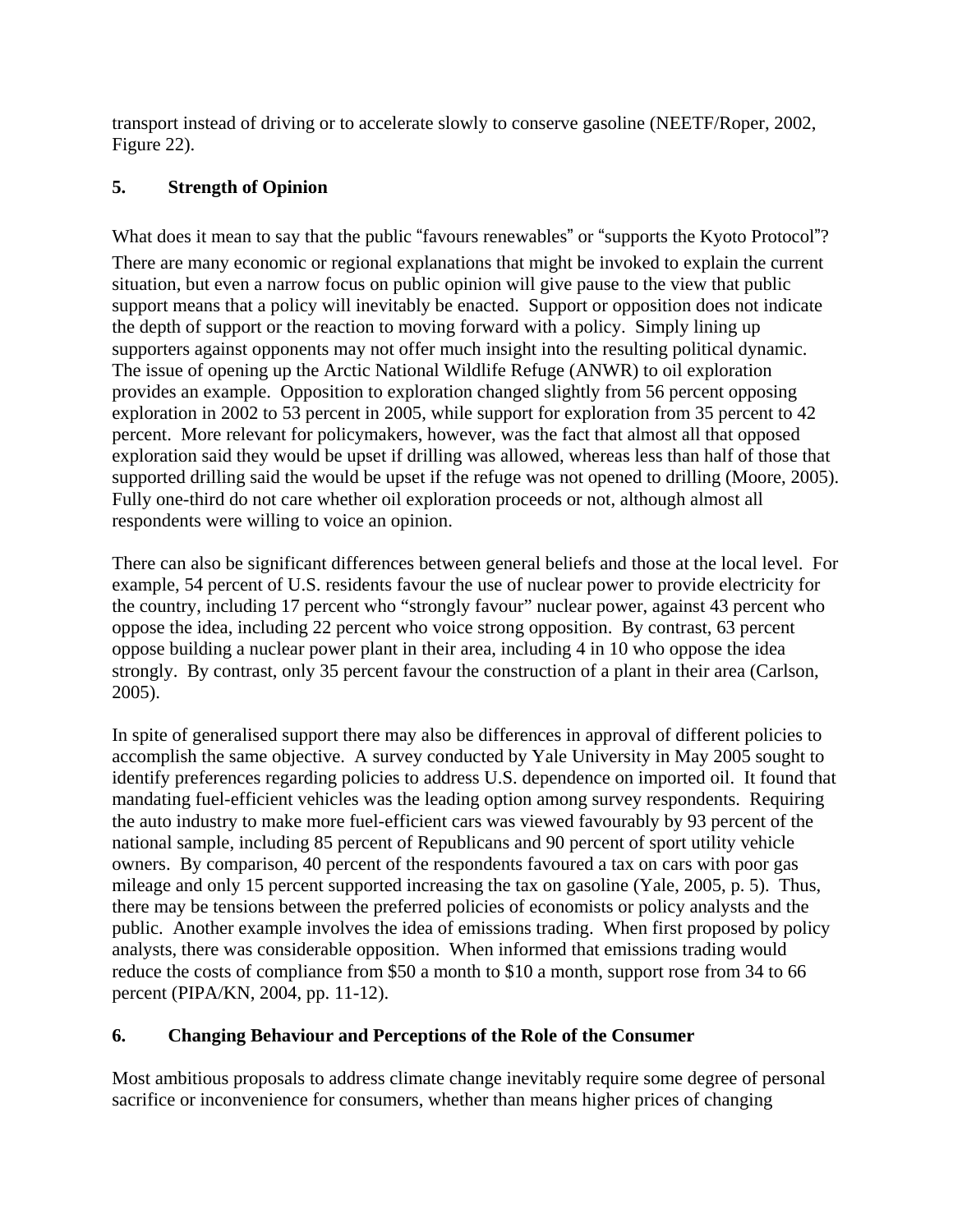transport instead of driving or to accelerate slowly to conserve gasoline (NEETF/Roper, 2002, Figure 22).

## 5. Strength of Opinion

What does it mean to say that the public "favours renewables" or "supports the Kyoto Protocol"? There are many economic or regional explanations that might be invoked to explain the current situation, but even a narrow focus on public opinion will give pause to the view that public support means that a policy will inevitably be enacted. Support or opposition does not indicate the depth of support or the reaction to moving forward with a policy. Simply lining up supporters against opponents may not offer much insight into the resulting political dynamic. The issue of opening up the Arctic National Wildlife Refuge (ANWR) to oil exploration provides an example. Opposition to exploration changed slightly from 56 percent opposing exploration in 2002 to 53 percent in 2005, while support for exploration from 35 percent to 42 percent. More relevant for policymakers, however, was the fact that almost all that opposed exploration said they would be upset if drilling was allowed, whereas less than half of those that supported drilling said the would be upset if the refuge was not opened to drilling (Moore, 2005). Fully one-third do not care whether oil exploration proceeds or not, although almost all respondents were willing to voice an opinion.

There can also be significant differences between general beliefs and those at the local level. For example, 54 percent of U.S. residents favour the use of nuclear power to provide electricity for the country, including 17 percent who "strongly favour" nuclear power, against 43 percent who oppose the idea, including 22 percent who voice strong opposition. By contrast, 63 percent oppose building a nuclear power plant in their area, including 4 in 10 who oppose the idea strongly. By contrast, only 35 percent favour the construction of a plant in their area (Carlson, 2005).

In spite of generalised support there may also be differences in approval of different policies to accomplish the same objective. A survey conducted by Yale University in May 2005 sought to identify preferences regarding policies to address U.S. dependence on imported oil. It found that mandating fuel-efficient vehicles was the leading option among survey respondents. Requiring the auto industry to make more fuel-efficient cars was viewed favourably by 93 percent of the national sample, including 85 percent of Republicans and 90 percent of sport utility vehicle owners. By comparison, 40 percent of the respondents favoured a tax on cars with poor gas mileage and only 15 percent supported increasing the tax on gasoline (Yale, 2005, p. 5). Thus, there may be tensions between the preferred policies of economists or policy analysts and the public. Another example involves the idea of emissions trading. When first proposed by policy analysts, there was considerable opposition. When informed that emissions trading would reduce the costs of compliance from $50 a month to $10 a month, support rose from 34 to 66 percent (PIPA/KN, 2004, pp. 11-12).

## 6. Changing Behaviour and Perceptions of the Role of the Consumer

Most ambitious proposals to address climate change inevitably require some degree of personal sacrifice or inconvenience for consumers, whether than means higher prices of changing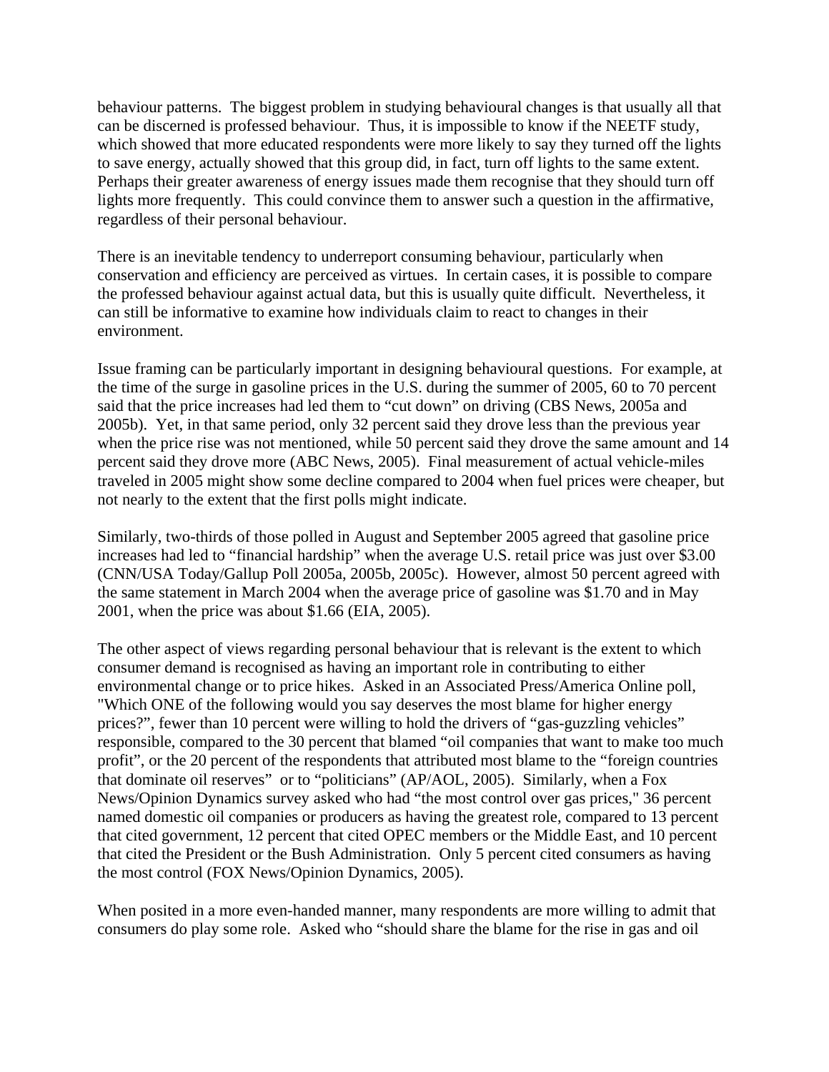behaviour patterns. The biggest problem in studying behavioural changes is that usually all that can be discerned is professed behaviour. Thus, it is impossible to know if the NEETF study, which showed that more educated respondents were more likely to say they turned off the lights to save energy, actually showed that this group did, in fact, turn off lights to the same extent. Perhaps their greater awareness of energy issues made them recognise that they should turn off lights more frequently. This could convince them to answer such a question in the affirmative, regardless of their personal behaviour.

There is an inevitable tendency to underreport consuming behaviour, particularly when conservation and efficiency are perceived as virtues. In certain cases, it is possible to compare the professed behaviour against actual data, but this is usually quite difficult. Nevertheless, it can still be informative to examine how individuals claim to react to changes in their environment.

Issue framing can be particularly important in designing behavioural questions. For example, at the time of the surge in gasoline prices in the U.S. during the summer of 2005, 60 to 70 percent said that the price increases had led them to "cut down" on driving (CBS News, 2005a and 2005b). Yet, in that same period, only 32 percent said they drove less than the previous year when the price rise was not mentioned, while 50 percent said they drove the same amount and 14 percent said they drove more (ABC News, 2005). Final measurement of actual vehicle-miles traveled in 2005 might show some decline compared to 2004 when fuel prices were cheaper, but not nearly to the extent that the first polls might indicate.

Similarly, two-thirds of those polled in August and September 2005 agreed that gasoline price increases had led to "financial hardship" when the average U.S. retail price was just over $3.00 (CNN/USA Today/Gallup Poll 2005a, 2005b, 2005c). However, almost 50 percent agreed with the same statement in March 2004 when the average price of gasoline was $1.70 and in May 2001, when the price was about $1.66 (EIA, 2005).

The other aspect of views regarding personal behaviour that is relevant is the extent to which consumer demand is recognised as having an important role in contributing to either environmental change or to price hikes. Asked in an Associated Press/America Online poll, "Which ONE of the following would you say deserves the most blame for higher energy prices?", fewer than 10 percent were willing to hold the drivers of "gas-guzzling vehicles" responsible, compared to the 30 percent that blamed "oil companies that want to make too much profit", or the 20 percent of the respondents that attributed most blame to the "foreign countries that dominate oil reserves" or to "politicians" (AP/AOL, 2005). Similarly, when a Fox News/Opinion Dynamics survey asked who had "the most control over gas prices," 36 percent named domestic oil companies or producers as having the greatest role, compared to 13 percent that cited government, 12 percent that cited OPEC members or the Middle East, and 10 percent that cited the President or the Bush Administration. Only 5 percent cited consumers as having the most control (FOX News/Opinion Dynamics, 2005).

When posited in a more even-handed manner, many respondents are more willing to admit that consumers do play some role. Asked who "should share the blame for the rise in gas and oil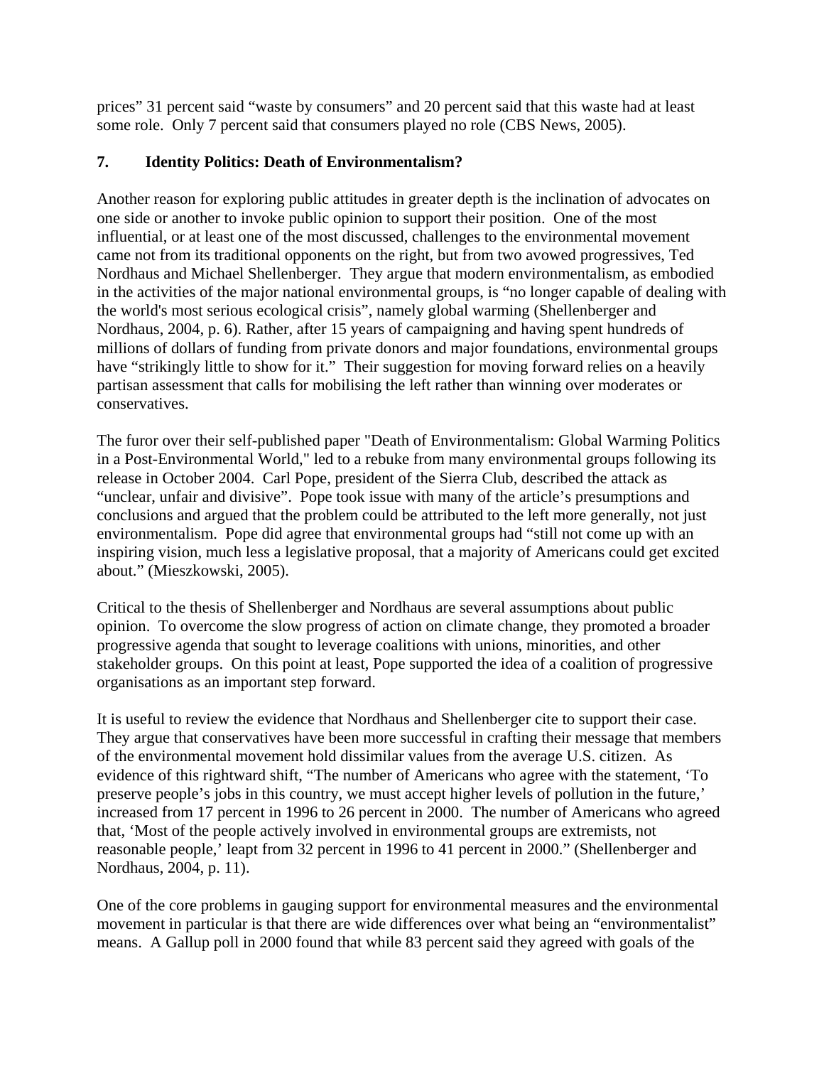prices" 31 percent said "waste by consumers" and 20 percent said that this waste had at least some role. Only 7 percent said that consumers played no role (CBS News, 2005).

### 7. Identity Politics: Death of Environmentalism?

Another reason for exploring public attitudes in greater depth is the inclination of advocates on one side or another to invoke public opinion to support their position. One of the most influential, or at least one of the most discussed, challenges to the environmental movement came not from its traditional opponents on the right, but from two avowed progressives, Ted Nordhaus and Michael Shellenberger. They argue that modern environmentalism, as embodied in the activities of the major national environmental groups, is "no longer capable of dealing with the world's most serious ecological crisis", namely global warming (Shellenberger and Nordhaus, 2004, p. 6). Rather, after 15 years of campaigning and having spent hundreds of millions of dollars of funding from private donors and major foundations, environmental groups have "strikingly little to show for it." Their suggestion for moving forward relies on a heavily partisan assessment that calls for mobilising the left rather than winning over moderates or conservatives.

The furor over their self-published paper "Death of Environmentalism: Global Warming Politics in a Post-Environmental World," led to a rebuke from many environmental groups following its release in October 2004. Carl Pope, president of the Sierra Club, described the attack as "unclear, unfair and divisive". Pope took issue with many of the article's presumptions and conclusions and argued that the problem could be attributed to the left more generally, not just environmentalism. Pope did agree that environmental groups had "still not come up with an inspiring vision, much less a legislative proposal, that a majority of Americans could get excited about." (Mieszkowski, 2005).

Critical to the thesis of Shellenberger and Nordhaus are several assumptions about public opinion. To overcome the slow progress of action on climate change, they promoted a broader progressive agenda that sought to leverage coalitions with unions, minorities, and other stakeholder groups. On this point at least, Pope supported the idea of a coalition of progressive organisations as an important step forward.

It is useful to review the evidence that Nordhaus and Shellenberger cite to support their case. They argue that conservatives have been more successful in crafting their message that members of the environmental movement hold dissimilar values from the average U.S. citizen. As evidence of this rightward shift, "The number of Americans who agree with the statement, 'To preserve people's jobs in this country, we must accept higher levels of pollution in the future,' increased from 17 percent in 1996 to 26 percent in 2000. The number of Americans who agreed that, 'Most of the people actively involved in environmental groups are extremists, not reasonable people,' leapt from 32 percent in 1996 to 41 percent in 2000." (Shellenberger and Nordhaus, 2004, p. 11).

One of the core problems in gauging support for environmental measures and the environmental movement in particular is that there are wide differences over what being an "environmentalist" means. A Gallup poll in 2000 found that while 83 percent said they agreed with goals of the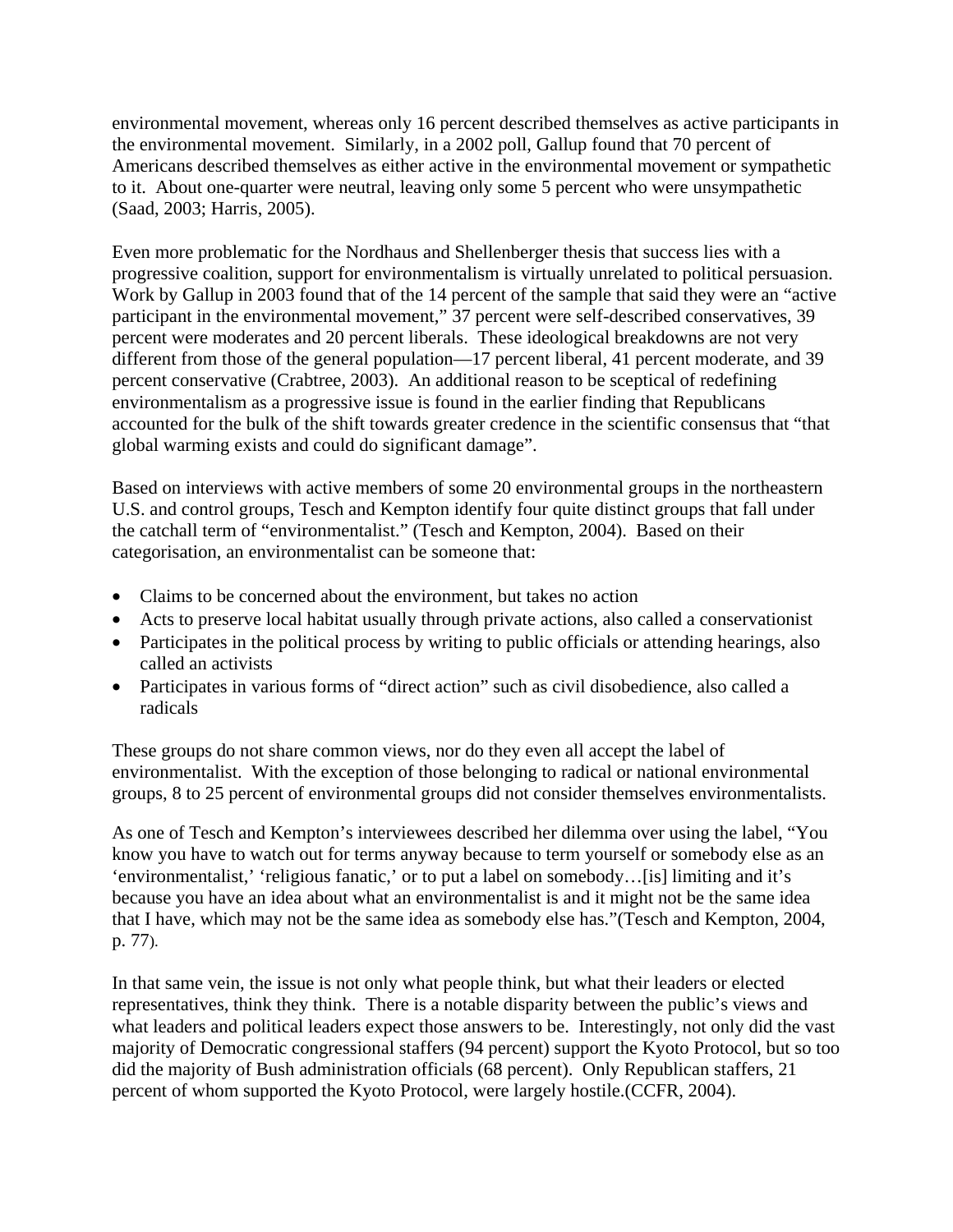environmental movement, whereas only 16 percent described themselves as active participants in the environmental movement. Similarly, in a 2002 poll, Gallup found that 70 percent of Americans described themselves as either active in the environmental movement or sympathetic to it. About one-quarter were neutral, leaving only some 5 percent who were unsympathetic (Saad, 2003; Harris, 2005).

Even more problematic for the Nordhaus and Shellenberger thesis that success lies with a progressive coalition, support for environmentalism is virtually unrelated to political persuasion. Work by Gallup in 2003 found that of the 14 percent of the sample that said they were an "active participant in the environmental movement," 37 percent were self-described conservatives, 39 percent were moderates and 20 percent liberals. These ideological breakdowns are not very different from those of the general population—17 percent liberal, 41 percent moderate, and 39 percent conservative (Crabtree, 2003). An additional reason to be sceptical of redefining environmentalism as a progressive issue is found in the earlier finding that Republicans accounted for the bulk of the shift towards greater credence in the scientific consensus that "that global warming exists and could do significant damage".

Based on interviews with active members of some 20 environmental groups in the northeastern U.S. and control groups, Tesch and Kempton identify four quite distinct groups that fall under the catchall term of "environmentalist." (Tesch and Kempton, 2004). Based on their categorisation, an environmentalist can be someone that:

- Claims to be concerned about the environment, but takes no action
- Acts to preserve local habitat usually through private actions, also called a conservationist
- Participates in the political process by writing to public officials or attending hearings, also called an activists
- Participates in various forms of "direct action" such as civil disobedience, also called a radicals

These groups do not share common views, nor do they even all accept the label of environmentalist. With the exception of those belonging to radical or national environmental groups, 8 to 25 percent of environmental groups did not consider themselves environmentalists.

As one of Tesch and Kempton's interviewees described her dilemma over using the label, "You know you have to watch out for terms anyway because to term yourself or somebody else as an 'environmentalist,' 'religious fanatic,' or to put a label on somebody…[is] limiting and it's because you have an idea about what an environmentalist is and it might not be the same idea that I have, which may not be the same idea as somebody else has."(Tesch and Kempton, 2004, p. 77).

In that same vein, the issue is not only what people think, but what their leaders or elected representatives, think they think. There is a notable disparity between the public's views and what leaders and political leaders expect those answers to be. Interestingly, not only did the vast majority of Democratic congressional staffers (94 percent) support the Kyoto Protocol, but so too did the majority of Bush administration officials (68 percent). Only Republican staffers, 21 percent of whom supported the Kyoto Protocol, were largely hostile.(CCFR, 2004).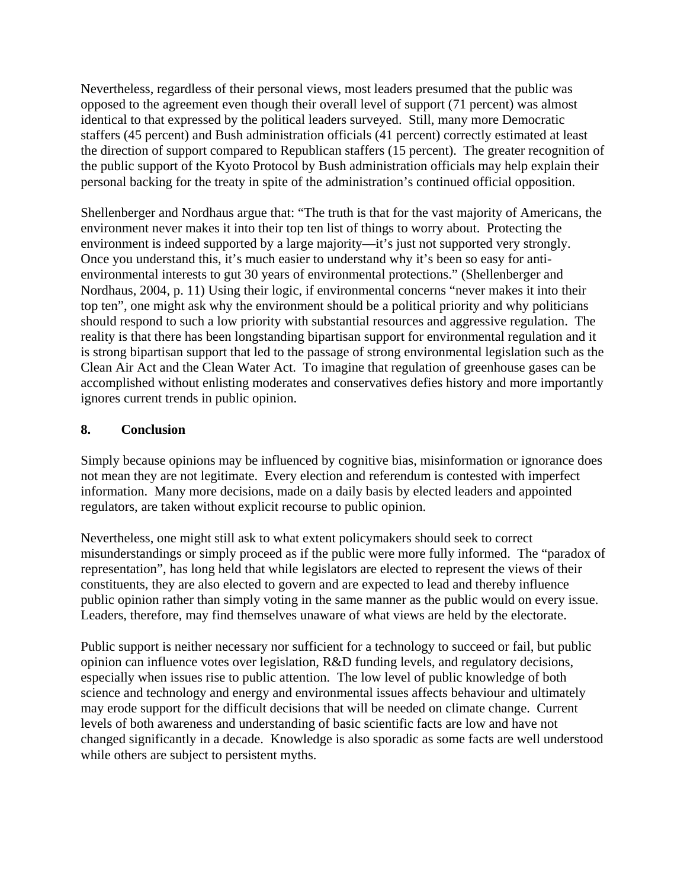Nevertheless, regardless of their personal views, most leaders presumed that the public was opposed to the agreement even though their overall level of support (71 percent) was almost identical to that expressed by the political leaders surveyed. Still, many more Democratic staffers (45 percent) and Bush administration officials (41 percent) correctly estimated at least the direction of support compared to Republican staffers (15 percent). The greater recognition of the public support of the Kyoto Protocol by Bush administration officials may help explain their personal backing for the treaty in spite of the administration's continued official opposition.

Shellenberger and Nordhaus argue that: "The truth is that for the vast majority of Americans, the environment never makes it into their top ten list of things to worry about. Protecting the environment is indeed supported by a large majority—it's just not supported very strongly. Once you understand this, it's much easier to understand why it's been so easy for anti-environmental interests to gut 30 years of environmental protections." (Shellenberger and Nordhaus, 2004, p. 11) Using their logic, if environmental concerns "never makes it into their top ten", one might ask why the environment should be a political priority and why politicians should respond to such a low priority with substantial resources and aggressive regulation. The reality is that there has been longstanding bipartisan support for environmental regulation and it is strong bipartisan support that led to the passage of strong environmental legislation such as the Clean Air Act and the Clean Water Act. To imagine that regulation of greenhouse gases can be accomplished without enlisting moderates and conservatives defies history and more importantly ignores current trends in public opinion.

## 8. Conclusion

Simply because opinions may be influenced by cognitive bias, misinformation or ignorance does not mean they are not legitimate. Every election and referendum is contested with imperfect information. Many more decisions, made on a daily basis by elected leaders and appointed regulators, are taken without explicit recourse to public opinion.

Nevertheless, one might still ask to what extent policymakers should seek to correct misunderstandings or simply proceed as if the public were more fully informed. The "paradox of representation", has long held that while legislators are elected to represent the views of their constituents, they are also elected to govern and are expected to lead and thereby influence public opinion rather than simply voting in the same manner as the public would on every issue. Leaders, therefore, may find themselves unaware of what views are held by the electorate.

Public support is neither necessary nor sufficient for a technology to succeed or fail, but public opinion can influence votes over legislation, R&D funding levels, and regulatory decisions, especially when issues rise to public attention. The low level of public knowledge of both science and technology and energy and environmental issues affects behaviour and ultimately may erode support for the difficult decisions that will be needed on climate change. Current levels of both awareness and understanding of basic scientific facts are low and have not changed significantly in a decade. Knowledge is also sporadic as some facts are well understood while others are subject to persistent myths.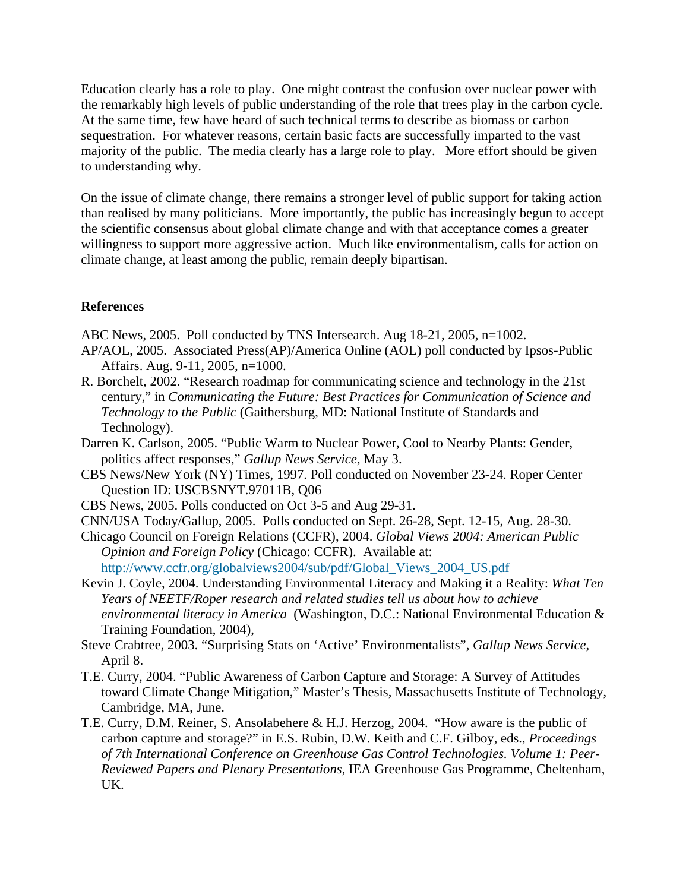Education clearly has a role to play. One might contrast the confusion over nuclear power with the remarkably high levels of public understanding of the role that trees play in the carbon cycle. At the same time, few have heard of such technical terms to describe as biomass or carbon sequestration. For whatever reasons, certain basic facts are successfully imparted to the vast majority of the public. The media clearly has a large role to play. More effort should be given to understanding why.

On the issue of climate change, there remains a stronger level of public support for taking action than realised by many politicians. More importantly, the public has increasingly begun to accept the scientific consensus about global climate change and with that acceptance comes a greater willingness to support more aggressive action. Much like environmentalism, calls for action on climate change, at least among the public, remain deeply bipartisan.

## References

ABC News, 2005. Poll conducted by TNS Intersearch. Aug 18-21, 2005, n=1002.

AP/AOL, 2005. Associated Press(AP)/America Online (AOL) poll conducted by Ipsos-Public Affairs. Aug. 9-11, 2005, n=1000.

R. Borchelt, 2002. "Research roadmap for communicating science and technology in the 21st century," in *Communicating the Future: Best Practices for Communication of Science and Technology to the Public* (Gaithersburg, MD: National Institute of Standards and Technology).

Darren K. Carlson, 2005. "Public Warm to Nuclear Power, Cool to Nearby Plants: Gender, politics affect responses," *Gallup News Service*, May 3.

CBS News/New York (NY) Times, 1997. Poll conducted on November 23-24. Roper Center Question ID: USCBSNYT.97011B, Q06

CBS News, 2005. Polls conducted on Oct 3-5 and Aug 29-31.

CNN/USA Today/Gallup, 2005. Polls conducted on Sept. 26-28, Sept. 12-15, Aug. 28-30.

Chicago Council on Foreign Relations (CCFR), 2004. *Global Views 2004: American Public Opinion and Foreign Policy* (Chicago: CCFR). Available at: http://www.ccfr.org/globalviews2004/sub/pdf/Global_Views_2004_US.pdf

Kevin J. Coyle, 2004. Understanding Environmental Literacy and Making it a Reality: *What Ten Years of NEETF/Roper research and related studies tell us about how to achieve environmental literacy in America* (Washington, D.C.: National Environmental Education & Training Foundation, 2004),

Steve Crabtree, 2003. "Surprising Stats on 'Active' Environmentalists", *Gallup News Service*, April 8.

T.E. Curry, 2004. "Public Awareness of Carbon Capture and Storage: A Survey of Attitudes toward Climate Change Mitigation," Master's Thesis, Massachusetts Institute of Technology, Cambridge, MA, June.

T.E. Curry, D.M. Reiner, S. Ansolabehere & H.J. Herzog, 2004. "How aware is the public of carbon capture and storage?" in E.S. Rubin, D.W. Keith and C.F. Gilboy, eds., *Proceedings of 7th International Conference on Greenhouse Gas Control Technologies. Volume 1: Peer-Reviewed Papers and Plenary Presentations*, IEA Greenhouse Gas Programme, Cheltenham, UK.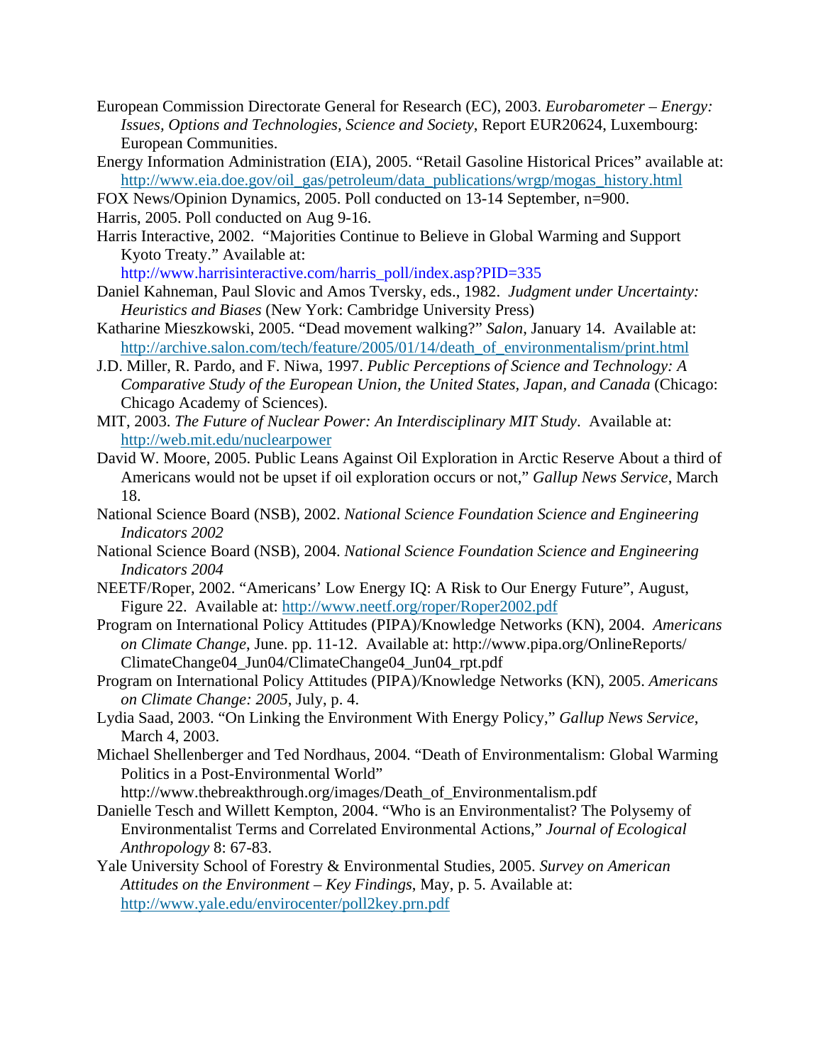European Commission Directorate General for Research (EC), 2003. *Eurobarometer – Energy: Issues, Options and Technologies, Science and Society*, Report EUR20624, Luxembourg: European Communities.

Energy Information Administration (EIA), 2005. "Retail Gasoline Historical Prices" available at: http://www.eia.doe.gov/oil_gas/petroleum/data_publications/wrgp/mogas_history.html

FOX News/Opinion Dynamics, 2005. Poll conducted on 13-14 September, n=900.

Harris, 2005. Poll conducted on Aug 9-16.

Harris Interactive, 2002. "Majorities Continue to Believe in Global Warming and Support Kyoto Treaty." Available at: http://www.harrisinteractive.com/harris_poll/index.asp?PID=335

Daniel Kahneman, Paul Slovic and Amos Tversky, eds., 1982. *Judgment under Uncertainty: Heuristics and Biases* (New York: Cambridge University Press)

Katharine Mieszkowski, 2005. "Dead movement walking?" *Salon*, January 14. Available at: http://archive.salon.com/tech/feature/2005/01/14/death_of_environmentalism/print.html

J.D. Miller, R. Pardo, and F. Niwa, 1997. *Public Perceptions of Science and Technology: A Comparative Study of the European Union, the United States, Japan, and Canada* (Chicago: Chicago Academy of Sciences).

MIT, 2003. *The Future of Nuclear Power: An Interdisciplinary MIT Study*. Available at: http://web.mit.edu/nuclearpower

David W. Moore, 2005. Public Leans Against Oil Exploration in Arctic Reserve About a third of Americans would not be upset if oil exploration occurs or not," *Gallup News Service*, March 18.

National Science Board (NSB), 2002. *National Science Foundation Science and Engineering Indicators 2002*

National Science Board (NSB), 2004. *National Science Foundation Science and Engineering Indicators 2004*

NEETF/Roper, 2002. "Americans' Low Energy IQ: A Risk to Our Energy Future", August, Figure 22. Available at: http://www.neetf.org/roper/Roper2002.pdf

Program on International Policy Attitudes (PIPA)/Knowledge Networks (KN), 2004. *Americans on Climate Change*, June. pp. 11-12. Available at: http://www.pipa.org/OnlineReports/ClimateChange04_Jun04/ClimateChange04_Jun04_rpt.pdf

Program on International Policy Attitudes (PIPA)/Knowledge Networks (KN), 2005. *Americans on Climate Change: 2005*, July, p. 4.

Lydia Saad, 2003. "On Linking the Environment With Energy Policy," *Gallup News Service*, March 4, 2003.

Michael Shellenberger and Ted Nordhaus, 2004. "Death of Environmentalism: Global Warming Politics in a Post-Environmental World" http://www.thebreakthrough.org/images/Death_of_Environmentalism.pdf

Danielle Tesch and Willett Kempton, 2004. "Who is an Environmentalist? The Polysemy of Environmentalist Terms and Correlated Environmental Actions," *Journal of Ecological Anthropology* 8: 67-83.

Yale University School of Forestry & Environmental Studies, 2005. *Survey on American Attitudes on the Environment – Key Findings*, May, p. 5. Available at: http://www.yale.edu/envirocenter/poll2key.prn.pdf